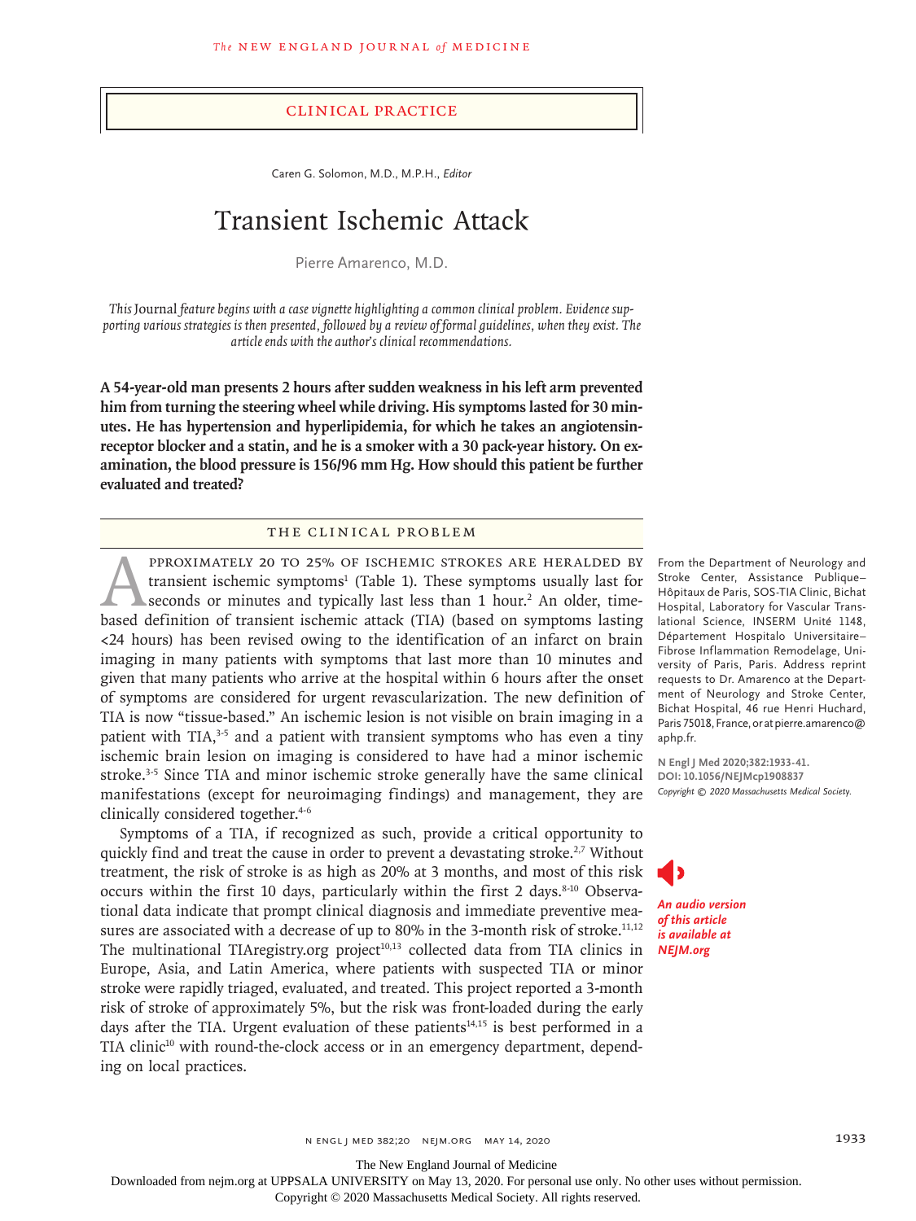## CLINICAL PRACTICE

Caren G. Solomon, M.D., M.P.H., *Editor*

# Transient Ischemic Attack

Pierre Amarenco, M.D.

*This* Journal *feature begins with a case vignette highlighting a common clinical problem. Evidence supporting various strategies is then presented, followed by a review of formal guidelines, when they exist. The article ends with the author's clinical recommendations.*

**A 54-year-old man presents 2 hours after sudden weakness in his left arm prevented him from turning the steering wheel while driving. His symptoms lasted for 30 minutes. He has hypertension and hyperlipidemia, for which he takes an angiotensin-receptor blocker and a statin, and he is a smoker with a 30 pack-year history. On examination, the blood pressure is 156/96 mm Hg. How should this patient be further evaluated and treated?**

## THE CLINICAL PROBLEM

Approximately 20 to 25% of ischemic strokes are heralded by transient ischemic symptoms[1] (Table 1). These symptoms usually last for seconds or minutes and typically last less than 1 hour.[2] An older, time-based definition of transient ischemic attack (TIA) (based on symptoms lasting <24 hours) has been revised owing to the identification of an infarct on brain imaging in many patients with symptoms that last more than 10 minutes and given that many patients who arrive at the hospital within 6 hours after the onset of symptoms are considered for urgent revascularization. The new definition of TIA is now "tissue-based." An ischemic lesion is not visible on brain imaging in a patient with TIA,[3-5] and a patient with transient symptoms who has even a tiny ischemic brain lesion on imaging is considered to have had a minor ischemic stroke.[3-5] Since TIA and minor ischemic stroke generally have the same clinical manifestations (except for neuroimaging findings) and management, they are clinically considered together.[4-6]

Symptoms of a TIA, if recognized as such, provide a critical opportunity to quickly find and treat the cause in order to prevent a devastating stroke.[2,7] Without treatment, the risk of stroke is as high as 20% at 3 months, and most of this risk occurs within the first 10 days, particularly within the first 2 days.[8-10] Observational data indicate that prompt clinical diagnosis and immediate preventive measures are associated with a decrease of up to 80% in the 3-month risk of stroke.[11,12] The multinational TIAregistry.org project[10,13] collected data from TIA clinics in Europe, Asia, and Latin America, where patients with suspected TIA or minor stroke were rapidly triaged, evaluated, and treated. This project reported a 3-month risk of stroke of approximately 5%, but the risk was front-loaded during the early days after the TIA. Urgent evaluation of these patients[14,15] is best performed in a TIA clinic[10] with round-the-clock access or in an emergency department, depending on local practices.

From the Department of Neurology and Stroke Center, Assistance Publique–Hôpitaux de Paris, SOS-TIA Clinic, Bichat Hospital, Laboratory for Vascular Translational Science, INSERM Unité 1148, Département Hospitalo Universitaire–Fibrose Inflammation Remodelage, University of Paris, Paris. Address reprint requests to Dr. Amarenco at the Department of Neurology and Stroke Center, Bichat Hospital, 46 rue Henri Huchard, Paris 75018, France, or at pierre.amarenco@aphp.fr.

**N Engl J Med 2020;382:1933-41.**
**DOI: 10.1056/NEJMcp1908837**
*Copyright © 2020 Massachusetts Medical Society.*

***An audio version of this article is available at NEJM.org***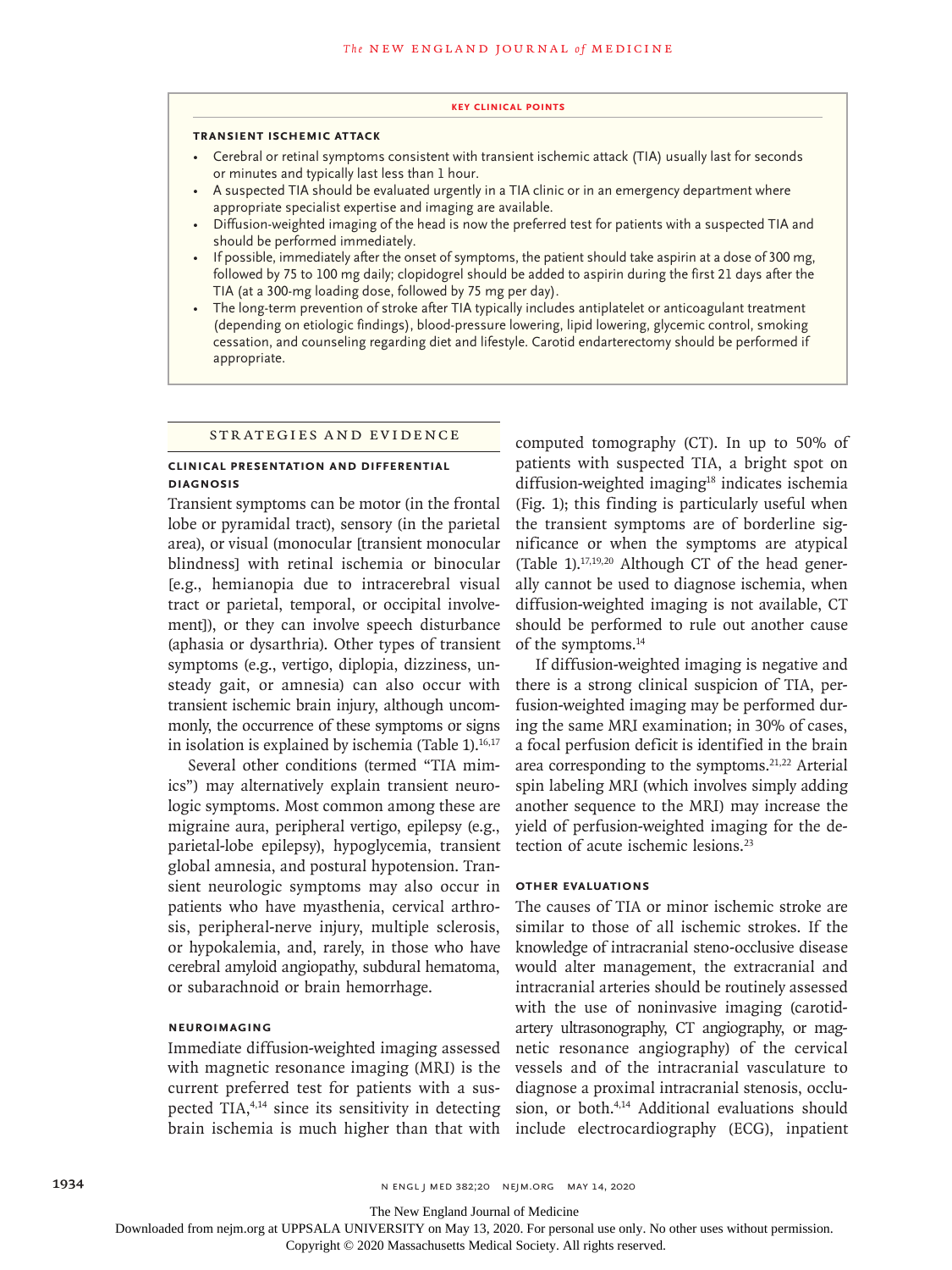## KEY CLINICAL POINTS

### TRANSIENT ISCHEMIC ATTACK

- Cerebral or retinal symptoms consistent with transient ischemic attack (TIA) usually last for seconds or minutes and typically last less than 1 hour.
- A suspected TIA should be evaluated urgently in a TIA clinic or in an emergency department where appropriate specialist expertise and imaging are available.
- Diffusion-weighted imaging of the head is now the preferred test for patients with a suspected TIA and should be performed immediately.
- If possible, immediately after the onset of symptoms, the patient should take aspirin at a dose of 300 mg, followed by 75 to 100 mg daily; clopidogrel should be added to aspirin during the first 21 days after the TIA (at a 300-mg loading dose, followed by 75 mg per day).
- The long-term prevention of stroke after TIA typically includes antiplatelet or anticoagulant treatment (depending on etiologic findings), blood-pressure lowering, lipid lowering, glycemic control, smoking cessation, and counseling regarding diet and lifestyle. Carotid endarterectomy should be performed if appropriate.

## STRATEGIES AND EVIDENCE

### CLINICAL PRESENTATION AND DIFFERENTIAL DIAGNOSIS

Transient symptoms can be motor (in the frontal lobe or pyramidal tract), sensory (in the parietal area), or visual (monocular [transient monocular blindness] with retinal ischemia or binocular [e.g., hemianopia due to intracerebral visual tract or parietal, temporal, or occipital involvement]), or they can involve speech disturbance (aphasia or dysarthria). Other types of transient symptoms (e.g., vertigo, diplopia, dizziness, unsteady gait, or amnesia) can also occur with transient ischemic brain injury, although uncommonly, the occurrence of these symptoms or signs in isolation is explained by ischemia (Table 1).[16,17]

Several other conditions (termed "TIA mimics") may alternatively explain transient neurologic symptoms. Most common among these are migraine aura, peripheral vertigo, epilepsy (e.g., parietal-lobe epilepsy), hypoglycemia, transient global amnesia, and postural hypotension. Transient neurologic symptoms may also occur in patients who have myasthenia, cervical arthrosis, peripheral-nerve injury, multiple sclerosis, or hypokalemia, and, rarely, in those who have cerebral amyloid angiopathy, subdural hematoma, or subarachnoid or brain hemorrhage.

### NEUROIMAGING

Immediate diffusion-weighted imaging assessed with magnetic resonance imaging (MRI) is the current preferred test for patients with a suspected TIA,[4,14] since its sensitivity in detecting brain ischemia is much higher than that with computed tomography (CT). In up to 50% of patients with suspected TIA, a bright spot on diffusion-weighted imaging[18] indicates ischemia (Fig. 1); this finding is particularly useful when the transient symptoms are of borderline significance or when the symptoms are atypical (Table 1).[17,19,20] Although CT of the head generally cannot be used to diagnose ischemia, when diffusion-weighted imaging is not available, CT should be performed to rule out another cause of the symptoms.[14]

If diffusion-weighted imaging is negative and there is a strong clinical suspicion of TIA, perfusion-weighted imaging may be performed during the same MRI examination; in 30% of cases, a focal perfusion deficit is identified in the brain area corresponding to the symptoms.[21,22] Arterial spin labeling MRI (which involves simply adding another sequence to the MRI) may increase the yield of perfusion-weighted imaging for the detection of acute ischemic lesions.[23]

### OTHER EVALUATIONS

The causes of TIA or minor ischemic stroke are similar to those of all ischemic strokes. If the knowledge of intracranial steno-occlusive disease would alter management, the extracranial and intracranial arteries should be routinely assessed with the use of noninvasive imaging (carotid-artery ultrasonography, CT angiography, or magnetic resonance angiography) of the cervical vessels and of the intracranial vasculature to diagnose a proximal intracranial stenosis, occlusion, or both.[4,14] Additional evaluations should include electrocardiography (ECG), inpatient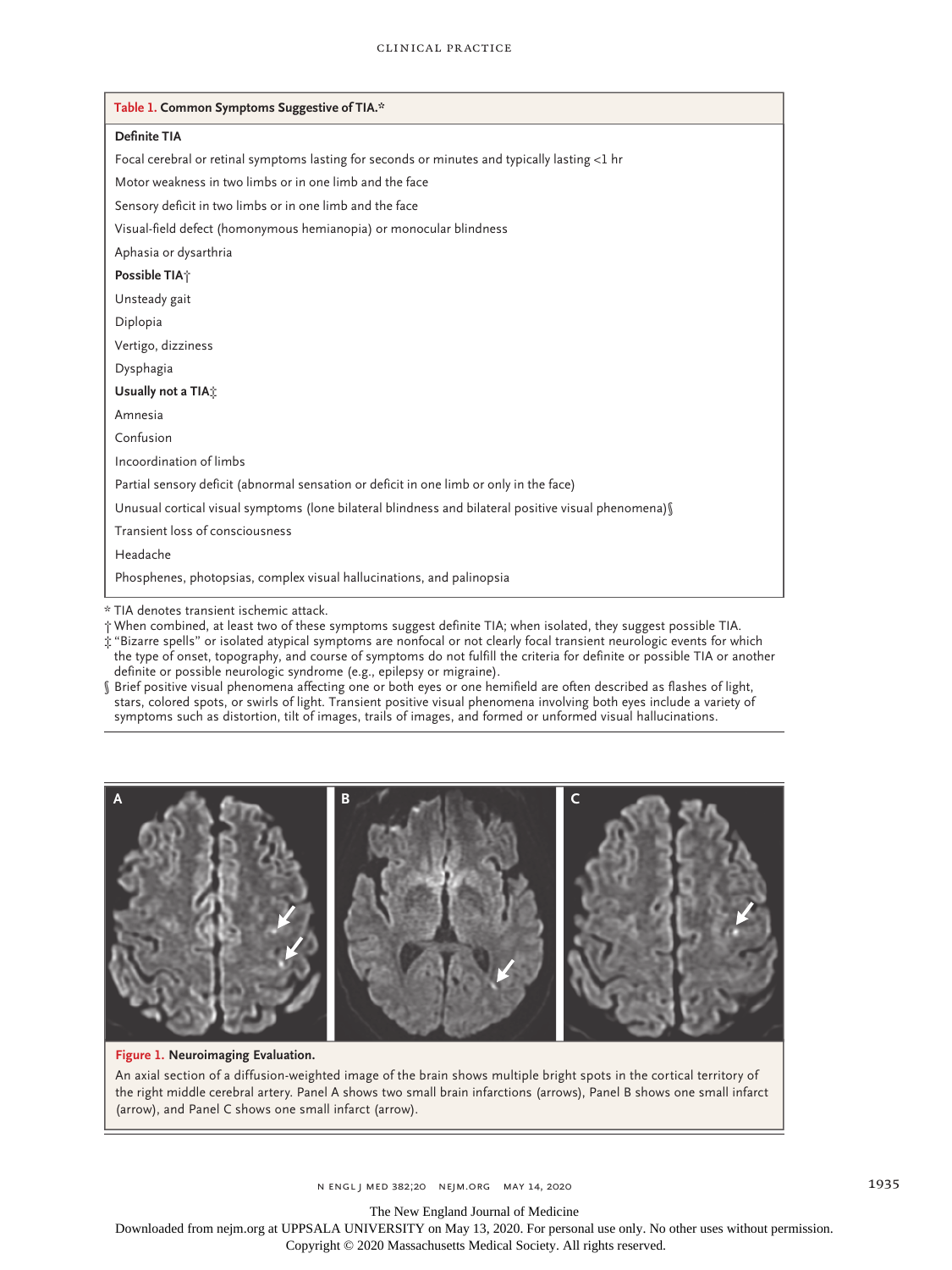**Table 1. Common Symptoms Suggestive of TIA.***

| |
|---|
| **Definite TIA** |
| Focal cerebral or retinal symptoms lasting for seconds or minutes and typically lasting <1 hr |
| Motor weakness in two limbs or in one limb and the face |
| Sensory deficit in two limbs or in one limb and the face |
| Visual-field defect (homonymous hemianopia) or monocular blindness |
| Aphasia or dysarthria |
| **Possible TIA†** |
| Unsteady gait |
| Diplopia |
| Vertigo, dizziness |
| Dysphagia |
| **Usually not a TIA‡** |
| Amnesia |
| Confusion |
| Incoordination of limbs |
| Partial sensory deficit (abnormal sensation or deficit in one limb or only in the face) |
| Unusual cortical visual symptoms (lone bilateral blindness and bilateral positive visual phenomena)§ |
| Transient loss of consciousness |
| Headache |
| Phosphenes, photopsias, complex visual hallucinations, and palinopsia |

\* TIA denotes transient ischemic attack.

† When combined, at least two of these symptoms suggest definite TIA; when isolated, they suggest possible TIA.

‡ "Bizarre spells" or isolated atypical symptoms are nonfocal or not clearly focal transient neurologic events for which the type of onset, topography, and course of symptoms do not fulfill the criteria for definite or possible TIA or another definite or possible neurologic syndrome (e.g., epilepsy or migraine).

§ Brief positive visual phenomena affecting one or both eyes or one hemifield are often described as flashes of light, stars, colored spots, or swirls of light. Transient positive visual phenomena involving both eyes include a variety of symptoms such as distortion, tilt of images, trails of images, and formed or unformed visual hallucinations.

**Figure 1. Neuroimaging Evaluation.**

An axial section of a diffusion-weighted image of the brain shows multiple bright spots in the cortical territory of the right middle cerebral artery. Panel A shows two small brain infarctions (arrows), Panel B shows one small infarct (arrow), and Panel C shows one small infarct (arrow).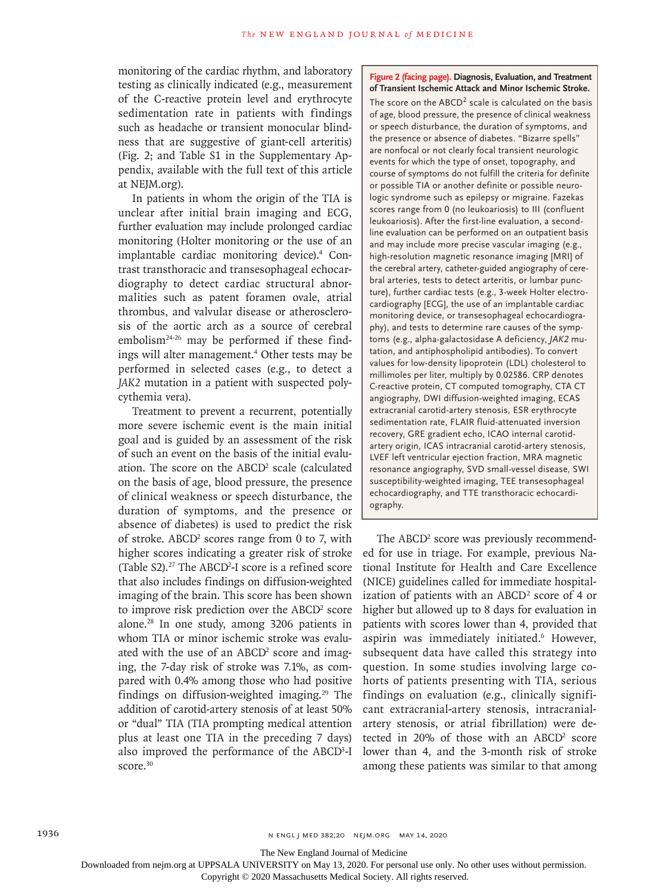monitoring of the cardiac rhythm, and laboratory testing as clinically indicated (e.g., measurement of the C-reactive protein level and erythrocyte sedimentation rate in patients with findings such as headache or transient monocular blindness that are suggestive of giant-cell arteritis) (Fig. 2; and Table S1 in the Supplementary Appendix, available with the full text of this article at NEJM.org).

In patients in whom the origin of the TIA is unclear after initial brain imaging and ECG, further evaluation may include prolonged cardiac monitoring (Holter monitoring or the use of an implantable cardiac monitoring device).[4] Contrast transthoracic and transesophageal echocardiography to detect cardiac structural abnormalities such as patent foramen ovale, atrial thrombus, and valvular disease or atherosclerosis of the aortic arch as a source of cerebral embolism[24-26] may be performed if these findings will alter management.[4] Other tests may be performed in selected cases (e.g., to detect a *JAK2* mutation in a patient with suspected polycythemia vera).

Treatment to prevent a recurrent, potentially more severe ischemic event is the main initial goal and is guided by an assessment of the risk of such an event on the basis of the initial evaluation. The score on the $ABCD^2$ scale (calculated on the basis of age, blood pressure, the presence of clinical weakness or speech disturbance, the duration of symptoms, and the presence or absence of diabetes) is used to predict the risk of stroke. $ABCD^2$ scores range from 0 to 7, with higher scores indicating a greater risk of stroke (Table S2).[27] The $ABCD^2$-I score is a refined score that also includes findings on diffusion-weighted imaging of the brain. This score has been shown to improve risk prediction over the $ABCD^2$ score alone.[28] In one study, among 3206 patients in whom TIA or minor ischemic stroke was evaluated with the use of an $ABCD^2$ score and imaging, the 7-day risk of stroke was 7.1%, as compared with 0.4% among those who had positive findings on diffusion-weighted imaging.[29] The addition of carotid-artery stenosis of at least 50% or "dual" TIA (TIA prompting medical attention plus at least one TIA in the preceding 7 days) also improved the performance of the $ABCD^3$-I score.[30]

**Figure 2 (facing page). Diagnosis, Evaluation, and Treatment of Transient Ischemic Attack and Minor Ischemic Stroke.**

The score on the $ABCD^2$ scale is calculated on the basis of age, blood pressure, the presence of clinical weakness or speech disturbance, the duration of symptoms, and the presence or absence of diabetes. "Bizarre spells" are nonfocal or not clearly focal transient neurologic events for which the type of onset, topography, and course of symptoms do not fulfill the criteria for definite or possible TIA or another definite or possible neurologic syndrome such as epilepsy or migraine. Fazekas scores range from 0 (no leukoariosis) to III (confluent leukoariosis). After the first-line evaluation, a second-line evaluation can be performed on an outpatient basis and may include more precise vascular imaging (e.g., high-resolution magnetic resonance imaging [MRI] of the cerebral artery, catheter-guided angiography of cerebral arteries, tests to detect arteritis, or lumbar puncture), further cardiac tests (e.g., 3-week Holter electrocardiography [ECG], the use of an implantable cardiac monitoring device, or transesophageal echocardiography), and tests to determine rare causes of the symptoms (e.g., alpha-galactosidase A deficiency, *JAK2* mutation, and antiphospholipid antibodies). To convert values for low-density lipoprotein (LDL) cholesterol to millimoles per liter, multiply by 0.02586. CRP denotes C-reactive protein, CT computed tomography, CTA CT angiography, DWI diffusion-weighted imaging, ECAS extracranial carotid-artery stenosis, ESR erythrocyte sedimentation rate, FLAIR fluid-attenuated inversion recovery, GRE gradient echo, ICAO internal carotid-artery origin, ICAS intracranial carotid-artery stenosis, LVEF left ventricular ejection fraction, MRA magnetic resonance angiography, SVD small-vessel disease, SWI susceptibility-weighted imaging, TEE transesophageal echocardiography, and TTE transthoracic echocardiography.

The $ABCD^2$ score was previously recommended for use in triage. For example, previous National Institute for Health and Care Excellence (NICE) guidelines called for immediate hospitalization of patients with an $ABCD^2$ score of 4 or higher but allowed up to 8 days for evaluation in patients with scores lower than 4, provided that aspirin was immediately initiated.[6] However, subsequent data have called this strategy into question. In some studies involving large cohorts of patients presenting with TIA, serious findings on evaluation (e.g., clinically significant extracranial-artery stenosis, intracranial-artery stenosis, or atrial fibrillation) were detected in 20% of those with an $ABCD^2$ score lower than 4, and the 3-month risk of stroke among these patients was similar to that among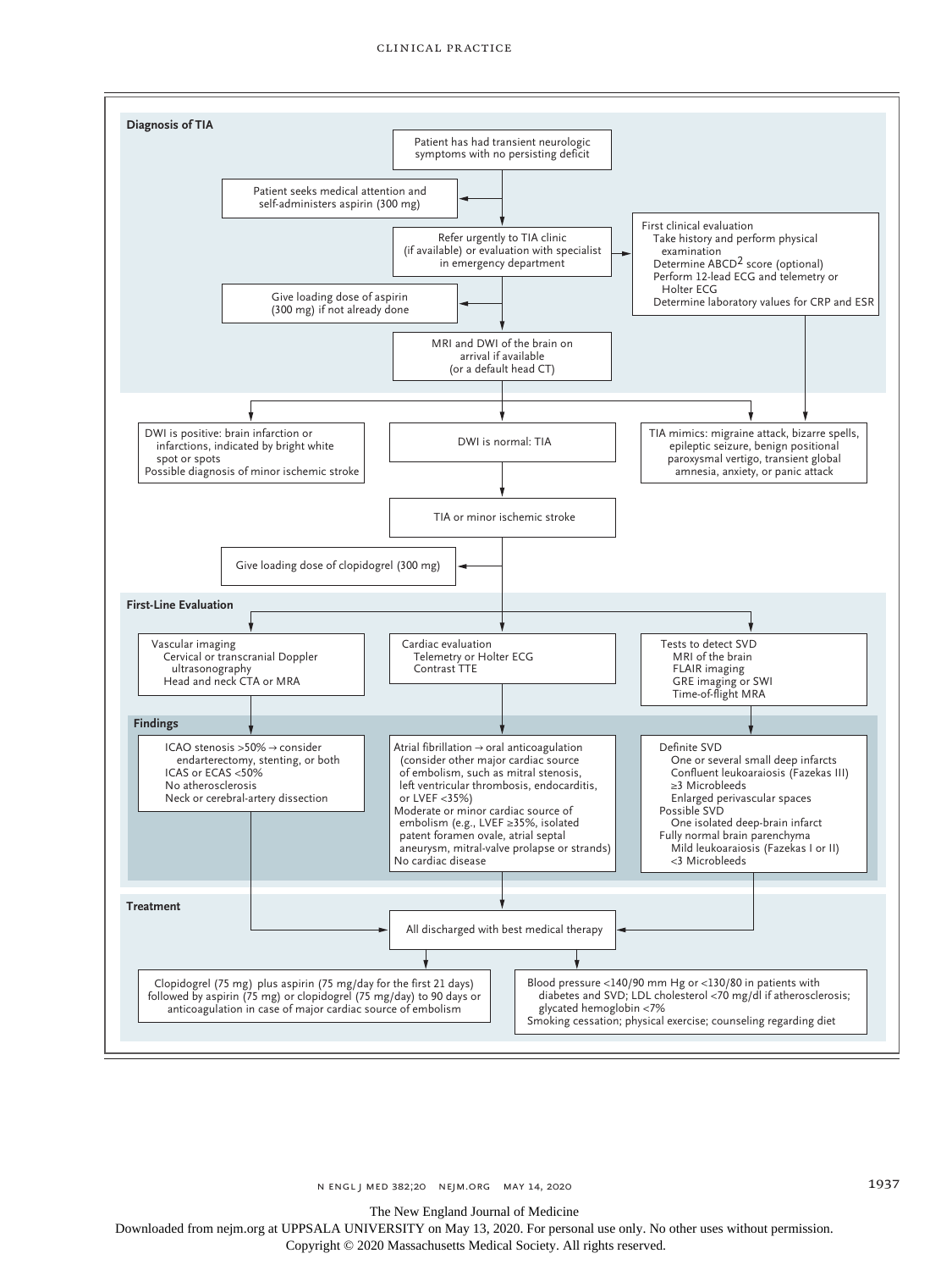## Diagnosis of TIA

Patient has had transient neurologic symptoms with no persisting deficit

Patient seeks medical attention and self-administers aspirin (300 mg)

Refer urgently to TIA clinic (if available) or evaluation with specialist in emergency department

First clinical evaluation
- Take history and perform physical examination
- Determine ABCD[2] score (optional)
- Perform 12-lead ECG and telemetry or Holter ECG
- Determine laboratory values for CRP and ESR

Give loading dose of aspirin (300 mg) if not already done

MRI and DWI of the brain on arrival if available (or a default head CT)

DWI is positive: brain infarction or infarctions, indicated by bright white spot or spots
Possible diagnosis of minor ischemic stroke

DWI is normal: TIA

TIA mimics: migraine attack, bizarre spells, epileptic seizure, benign positional paroxysmal vertigo, transient global amnesia, anxiety, or panic attack

TIA or minor ischemic stroke

Give loading dose of clopidogrel (300 mg)

## First-Line Evaluation

Vascular imaging
- Cervical or transcranial Doppler ultrasonography
- Head and neck CTA or MRA

Cardiac evaluation
- Telemetry or Holter ECG
- Contrast TTE

Tests to detect SVD
- MRI of the brain
- FLAIR imaging
- GRE imaging or SWI
- Time-of-flight MRA

## Findings

- ICAO stenosis >50% → consider endarterectomy, stenting, or both
- ICAS or ECAS <50%
- No atherosclerosis
- Neck or cerebral-artery dissection

- Atrial fibrillation → oral anticoagulation (consider other major cardiac source of embolism, such as mitral stenosis, left ventricular thrombosis, endocarditis, or LVEF <35%)
- Moderate or minor cardiac source of embolism (e.g., LVEF ≥35%, isolated patent foramen ovale, atrial septal aneurysm, mitral-valve prolapse or strands)
- No cardiac disease

- Definite SVD
  - One or several small deep infarcts
  - Confluent leukoaraiosis (Fazekas III)
  - ≥3 Microbleeds
  - Enlarged perivascular spaces
- Possible SVD
  - One isolated deep-brain infarct
- Fully normal brain parenchyma
  - Mild leukoaraiosis (Fazekas I or II)
  - <3 Microbleeds

## Treatment

All discharged with best medical therapy

Clopidogrel (75 mg) plus aspirin (75 mg/day for the first 21 days) followed by aspirin (75 mg) or clopidogrel (75 mg/day) to 90 days or anticoagulation in case of major cardiac source of embolism

Blood pressure <140/90 mm Hg or <130/80 in patients with diabetes and SVD; LDL cholesterol <70 mg/dl if atherosclerosis; glycated hemoglobin <7%
Smoking cessation; physical exercise; counseling regarding diet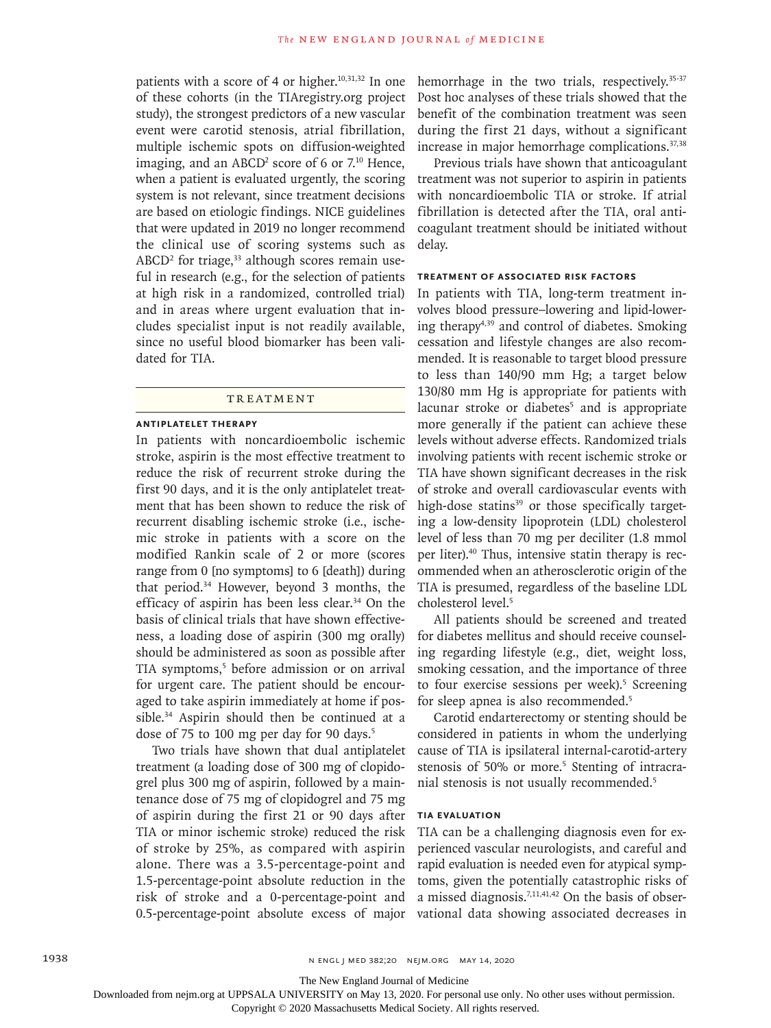patients with a score of 4 or higher.[10,31,32] In one of these cohorts (in the TIAregistry.org project study), the strongest predictors of a new vascular event were carotid stenosis, atrial fibrillation, multiple ischemic spots on diffusion-weighted imaging, and an ABCD$^2$ score of 6 or 7.[10] Hence, when a patient is evaluated urgently, the scoring system is not relevant, since treatment decisions are based on etiologic findings. NICE guidelines that were updated in 2019 no longer recommend the clinical use of scoring systems such as ABCD$^2$ for triage,[33] although scores remain useful in research (e.g., for the selection of patients at high risk in a randomized, controlled trial) and in areas where urgent evaluation that includes specialist input is not readily available, since no useful blood biomarker has been validated for TIA.

## Treatment

### Antiplatelet Therapy

In patients with noncardioembolic ischemic stroke, aspirin is the most effective treatment to reduce the risk of recurrent stroke during the first 90 days, and it is the only antiplatelet treatment that has been shown to reduce the risk of recurrent disabling ischemic stroke (i.e., ischemic stroke in patients with a score on the modified Rankin scale of 2 or more (scores range from 0 [no symptoms] to 6 [death]) during that period.[34] However, beyond 3 months, the efficacy of aspirin has been less clear.[34] On the basis of clinical trials that have shown effectiveness, a loading dose of aspirin (300 mg orally) should be administered as soon as possible after TIA symptoms,[5] before admission or on arrival for urgent care. The patient should be encouraged to take aspirin immediately at home if possible.[34] Aspirin should then be continued at a dose of 75 to 100 mg per day for 90 days.[5]

Two trials have shown that dual antiplatelet treatment (a loading dose of 300 mg of clopidogrel plus 300 mg of aspirin, followed by a maintenance dose of 75 mg of clopidogrel and 75 mg of aspirin during the first 21 or 90 days after TIA or minor ischemic stroke) reduced the risk of stroke by 25%, as compared with aspirin alone. There was a 3.5-percentage-point and 1.5-percentage-point absolute reduction in the risk of stroke and a 0-percentage-point and 0.5-percentage-point absolute excess of major hemorrhage in the two trials, respectively.[35-37] Post hoc analyses of these trials showed that the benefit of the combination treatment was seen during the first 21 days, without a significant increase in major hemorrhage complications.[37,38]

Previous trials have shown that anticoagulant treatment was not superior to aspirin in patients with noncardioembolic TIA or stroke. If atrial fibrillation is detected after the TIA, oral anticoagulant treatment should be initiated without delay.

### Treatment of Associated Risk Factors

In patients with TIA, long-term treatment involves blood pressure–lowering and lipid-lowering therapy[4,39] and control of diabetes. Smoking cessation and lifestyle changes are also recommended. It is reasonable to target blood pressure to less than 140/90 mm Hg; a target below 130/80 mm Hg is appropriate for patients with lacunar stroke or diabetes[5] and is appropriate more generally if the patient can achieve these levels without adverse effects. Randomized trials involving patients with recent ischemic stroke or TIA have shown significant decreases in the risk of stroke and overall cardiovascular events with high-dose statins[39] or those specifically targeting a low-density lipoprotein (LDL) cholesterol level of less than 70 mg per deciliter (1.8 mmol per liter).[40] Thus, intensive statin therapy is recommended when an atherosclerotic origin of the TIA is presumed, regardless of the baseline LDL cholesterol level.[5]

All patients should be screened and treated for diabetes mellitus and should receive counseling regarding lifestyle (e.g., diet, weight loss, smoking cessation, and the importance of three to four exercise sessions per week).[5] Screening for sleep apnea is also recommended.[5]

Carotid endarterectomy or stenting should be considered in patients in whom the underlying cause of TIA is ipsilateral internal-carotid-artery stenosis of 50% or more.[5] Stenting of intracranial stenosis is not usually recommended.[5]

### TIA Evaluation

TIA can be a challenging diagnosis even for experienced vascular neurologists, and careful and rapid evaluation is needed even for atypical symptoms, given the potentially catastrophic risks of a missed diagnosis.[7,11,41,42] On the basis of observational data showing associated decreases in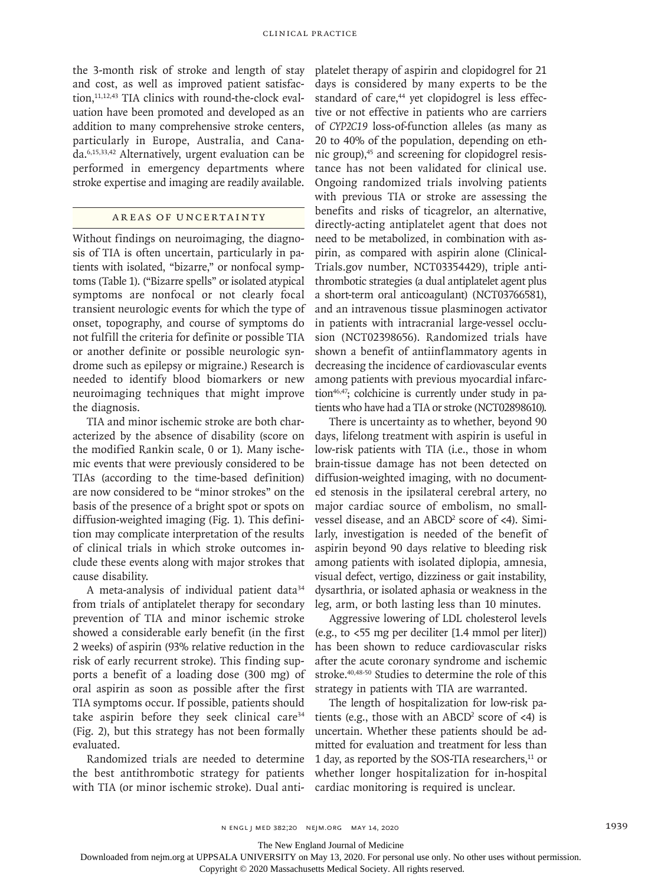the 3-month risk of stroke and length of stay and cost, as well as improved patient satisfaction,[11,12,43] TIA clinics with round-the-clock evaluation have been promoted and developed as an addition to many comprehensive stroke centers, particularly in Europe, Australia, and Canada.[6,15,33,42] Alternatively, urgent evaluation can be performed in emergency departments where stroke expertise and imaging are readily available.

## Areas of Uncertainty

Without findings on neuroimaging, the diagnosis of TIA is often uncertain, particularly in patients with isolated, "bizarre," or nonfocal symptoms (Table 1). ("Bizarre spells" or isolated atypical symptoms are nonfocal or not clearly focal transient neurologic events for which the type of onset, topography, and course of symptoms do not fulfill the criteria for definite or possible TIA or another definite or possible neurologic syndrome such as epilepsy or migraine.) Research is needed to identify blood biomarkers or new neuroimaging techniques that might improve the diagnosis.

TIA and minor ischemic stroke are both characterized by the absence of disability (score on the modified Rankin scale, 0 or 1). Many ischemic events that were previously considered to be TIAs (according to the time-based definition) are now considered to be "minor strokes" on the basis of the presence of a bright spot or spots on diffusion-weighted imaging (Fig. 1). This definition may complicate interpretation of the results of clinical trials in which stroke outcomes include these events along with major strokes that cause disability.

A meta-analysis of individual patient data[34] from trials of antiplatelet therapy for secondary prevention of TIA and minor ischemic stroke showed a considerable early benefit (in the first 2 weeks) of aspirin (93% relative reduction in the risk of early recurrent stroke). This finding supports a benefit of a loading dose (300 mg) of oral aspirin as soon as possible after the first TIA symptoms occur. If possible, patients should take aspirin before they seek clinical care[34] (Fig. 2), but this strategy has not been formally evaluated.

Randomized trials are needed to determine the best antithrombotic strategy for patients with TIA (or minor ischemic stroke). Dual antiplatelet therapy of aspirin and clopidogrel for 21 days is considered by many experts to be the standard of care,[44] yet clopidogrel is less effective or not effective in patients who are carriers of *CYP2C19* loss-of-function alleles (as many as 20 to 40% of the population, depending on ethnic group),[45] and screening for clopidogrel resistance has not been validated for clinical use. Ongoing randomized trials involving patients with previous TIA or stroke are assessing the benefits and risks of ticagrelor, an alternative, directly-acting antiplatelet agent that does not need to be metabolized, in combination with aspirin, as compared with aspirin alone (ClinicalTrials.gov number, NCT03354429), triple antithrombotic strategies (a dual antiplatelet agent plus a short-term oral anticoagulant) (NCT03766581), and an intravenous tissue plasminogen activator in patients with intracranial large-vessel occlusion (NCT02398656). Randomized trials have shown a benefit of antiinflammatory agents in decreasing the incidence of cardiovascular events among patients with previous myocardial infarction[46,47]; colchicine is currently under study in patients who have had a TIA or stroke (NCT02898610).

There is uncertainty as to whether, beyond 90 days, lifelong treatment with aspirin is useful in low-risk patients with TIA (i.e., those in whom brain-tissue damage has not been detected on diffusion-weighted imaging, with no documented stenosis in the ipsilateral cerebral artery, no major cardiac source of embolism, no small-vessel disease, and an $ABCD^2$ score of <4). Similarly, investigation is needed of the benefit of aspirin beyond 90 days relative to bleeding risk among patients with isolated diplopia, amnesia, visual defect, vertigo, dizziness or gait instability, dysarthria, or isolated aphasia or weakness in the leg, arm, or both lasting less than 10 minutes.

Aggressive lowering of LDL cholesterol levels (e.g., to <55 mg per deciliter [1.4 mmol per liter]) has been shown to reduce cardiovascular risks after the acute coronary syndrome and ischemic stroke.[40,48-50] Studies to determine the role of this strategy in patients with TIA are warranted.

The length of hospitalization for low-risk patients (e.g., those with an $ABCD^2$ score of <4) is uncertain. Whether these patients should be admitted for evaluation and treatment for less than 1 day, as reported by the SOS-TIA researchers,[11] or whether longer hospitalization for in-hospital cardiac monitoring is required is unclear.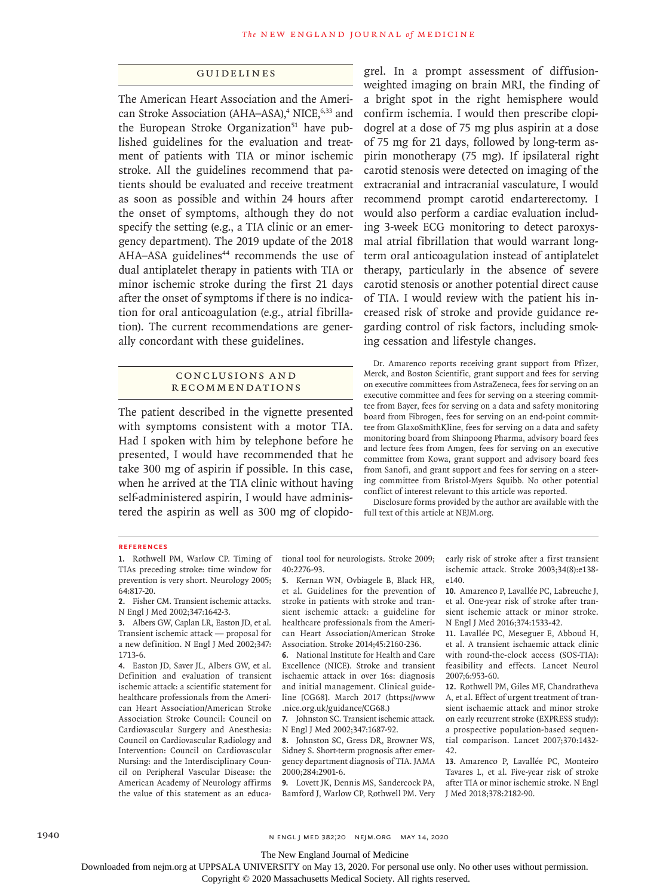## GUIDELINES

The American Heart Association and the American Stroke Association (AHA–ASA),[4] NICE,[6,33] and the European Stroke Organization[51] have published guidelines for the evaluation and treatment of patients with TIA or minor ischemic stroke. All the guidelines recommend that patients should be evaluated and receive treatment as soon as possible and within 24 hours after the onset of symptoms, although they do not specify the setting (e.g., a TIA clinic or an emergency department). The 2019 update of the 2018 AHA–ASA guidelines[44] recommends the use of dual antiplatelet therapy in patients with TIA or minor ischemic stroke during the first 21 days after the onset of symptoms if there is no indication for oral anticoagulation (e.g., atrial fibrillation). The current recommendations are generally concordant with these guidelines.

## CONCLUSIONS AND RECOMMENDATIONS

The patient described in the vignette presented with symptoms consistent with a motor TIA. Had I spoken with him by telephone before he presented, I would have recommended that he take 300 mg of aspirin if possible. In this case, when he arrived at the TIA clinic without having self-administered aspirin, I would have administered the aspirin as well as 300 mg of clopidogrel. In a prompt assessment of diffusion-weighted imaging on brain MRI, the finding of a bright spot in the right hemisphere would confirm ischemia. I would then prescribe clopidogrel at a dose of 75 mg plus aspirin at a dose of 75 mg for 21 days, followed by long-term aspirin monotherapy (75 mg). If ipsilateral right carotid stenosis were detected on imaging of the extracranial and intracranial vasculature, I would recommend prompt carotid endarterectomy. I would also perform a cardiac evaluation including 3-week ECG monitoring to detect paroxysmal atrial fibrillation that would warrant long-term oral anticoagulation instead of antiplatelet therapy, particularly in the absence of severe carotid stenosis or another potential direct cause of TIA. I would review with the patient his increased risk of stroke and provide guidance regarding control of risk factors, including smoking cessation and lifestyle changes.

Dr. Amarenco reports receiving grant support from Pfizer, Merck, and Boston Scientific, grant support and fees for serving on executive committees from AstraZeneca, fees for serving on an executive committee and fees for serving on a steering committee from Bayer, fees for serving on a data and safety monitoring board from Fibrogen, fees for serving on an end-point committee from GlaxoSmithKline, fees for serving on a data and safety monitoring board from Shinpoong Pharma, advisory board fees and lecture fees from Amgen, fees for serving on an executive committee from Kowa, grant support and advisory board fees from Sanofi, and grant support and fees for serving on a steering committee from Bristol-Myers Squibb. No other potential conflict of interest relevant to this article was reported.

Disclosure forms provided by the author are available with the full text of this article at NEJM.org.

## REFERENCES

1. Rothwell PM, Warlow CP. Timing of TIAs preceding stroke: time window for prevention is very short. Neurology 2005;64:817-20.
2. Fisher CM. Transient ischemic attacks. N Engl J Med 2002;347:1642-3.
3. Albers GW, Caplan LR, Easton JD, et al. Transient ischemic attack — proposal for a new definition. N Engl J Med 2002;347:1713-6.
4. Easton JD, Saver JL, Albers GW, et al. Definition and evaluation of transient ischemic attack: a scientific statement for healthcare professionals from the American Heart Association/American Stroke Association Stroke Council: Council on Cardiovascular Surgery and Anesthesia: Council on Cardiovascular Radiology and Intervention: Council on Cardiovascular Nursing: and the Interdisciplinary Council on Peripheral Vascular Disease: the American Academy of Neurology affirms the value of this statement as an educational tool for neurologists. Stroke 2009;40:2276-93.
5. Kernan WN, Ovbiagele B, Black HR, et al. Guidelines for the prevention of stroke in patients with stroke and transient ischemic attack: a guideline for healthcare professionals from the American Heart Association/American Stroke Association. Stroke 2014;45:2160-236.
6. National Institute for Health and Care Excellence (NICE). Stroke and transient ischaemic attack in over 16s: diagnosis and initial management. Clinical guideline [CG68]. March 2017 (https://www.nice.org.uk/guidance/CG68.)
7. Johnston SC. Transient ischemic attack. N Engl J Med 2002;347:1687-92.
8. Johnston SC, Gress DR, Browner WS, Sidney S. Short-term prognosis after emergency department diagnosis of TIA. JAMA 2000;284:2901-6.
9. Lovett JK, Dennis MS, Sandercock PA, Bamford J, Warlow CP, Rothwell PM. Very early risk of stroke after a first transient ischemic attack. Stroke 2003;34(8):e138-e140.
10. Amarenco P, Lavallée PC, Labreuche J, et al. One-year risk of stroke after transient ischemic attack or minor stroke. N Engl J Med 2016;374:1533-42.
11. Lavallée PC, Meseguer E, Abboud H, et al. A transient ischaemic attack clinic with round-the-clock access (SOS-TIA): feasibility and effects. Lancet Neurol 2007;6:953-60.
12. Rothwell PM, Giles MF, Chandratheva A, et al. Effect of urgent treatment of transient ischaemic attack and minor stroke on early recurrent stroke (EXPRESS study): a prospective population-based sequential comparison. Lancet 2007;370:1432-42.
13. Amarenco P, Lavallée PC, Monteiro Tavares L, et al. Five-year risk of stroke after TIA or minor ischemic stroke. N Engl J Med 2018;378:2182-90.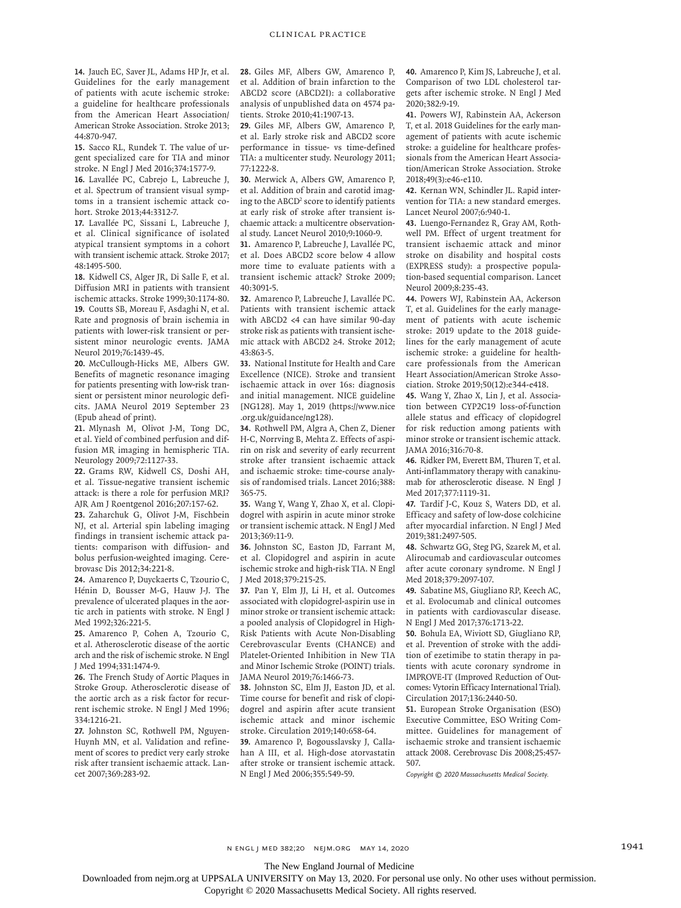14. Jauch EC, Saver JL, Adams HP Jr, et al. Guidelines for the early management of patients with acute ischemic stroke: a guideline for healthcare professionals from the American Heart Association/American Stroke Association. Stroke 2013; 44:870-947.

15. Sacco RL, Rundek T. The value of urgent specialized care for TIA and minor stroke. N Engl J Med 2016;374:1577-9.

16. Lavallée PC, Cabrejo L, Labreuche J, et al. Spectrum of transient visual symptoms in a transient ischemic attack cohort. Stroke 2013;44:3312-7.

17. Lavallée PC, Sissani L, Labreuche J, et al. Clinical significance of isolated atypical transient symptoms in a cohort with transient ischemic attack. Stroke 2017; 48:1495-500.

18. Kidwell CS, Alger JR, Di Salle F, et al. Diffusion MRI in patients with transient ischemic attacks. Stroke 1999;30:1174-80.

19. Coutts SB, Moreau F, Asdaghi N, et al. Rate and prognosis of brain ischemia in patients with lower-risk transient or persistent minor neurologic events. JAMA Neurol 2019;76:1439-45.

20. McCullough-Hicks ME, Albers GW. Benefits of magnetic resonance imaging for patients presenting with low-risk transient or persistent minor neurologic deficits. JAMA Neurol 2019 September 23 (Epub ahead of print).

21. Mlynash M, Olivot J-M, Tong DC, et al. Yield of combined perfusion and diffusion MR imaging in hemispheric TIA. Neurology 2009;72:1127-33.

22. Grams RW, Kidwell CS, Doshi AH, et al. Tissue-negative transient ischemic attack: is there a role for perfusion MRI? AJR Am J Roentgenol 2016;207:157-62.

23. Zaharchuk G, Olivot J-M, Fischbein NJ, et al. Arterial spin labeling imaging findings in transient ischemic attack patients: comparison with diffusion- and bolus perfusion-weighted imaging. Cerebrovasc Dis 2012;34:221-8.

24. Amarenco P, Duyckaerts C, Tzourio C, Hénin D, Bousser M-G, Hauw J-J. The prevalence of ulcerated plaques in the aortic arch in patients with stroke. N Engl J Med 1992;326:221-5.

25. Amarenco P, Cohen A, Tzourio C, et al. Atherosclerotic disease of the aortic arch and the risk of ischemic stroke. N Engl J Med 1994;331:1474-9.

26. The French Study of Aortic Plaques in Stroke Group. Atherosclerotic disease of the aortic arch as a risk factor for recurrent ischemic stroke. N Engl J Med 1996; 334:1216-21.

27. Johnston SC, Rothwell PM, Nguyen-Huynh MN, et al. Validation and refinement of scores to predict very early stroke risk after transient ischaemic attack. Lancet 2007;369:283-92.

28. Giles MF, Albers GW, Amarenco P, et al. Addition of brain infarction to the ABCD2 score (ABCD2I): a collaborative analysis of unpublished data on 4574 patients. Stroke 2010;41:1907-13.

29. Giles MF, Albers GW, Amarenco P, et al. Early stroke risk and ABCD2 score performance in tissue- vs time-defined TIA: a multicenter study. Neurology 2011; 77:1222-8.

30. Merwick A, Albers GW, Amarenco P, et al. Addition of brain and carotid imaging to the ABCD$^2$ score to identify patients at early risk of stroke after transient ischaemic attack: a multicentre observational study. Lancet Neurol 2010;9:1060-9.

31. Amarenco P, Labreuche J, Lavallée PC, et al. Does ABCD2 score below 4 allow more time to evaluate patients with a transient ischemic attack? Stroke 2009; 40:3091-5.

32. Amarenco P, Labreuche J, Lavallée PC. Patients with transient ischemic attack with ABCD2 <4 can have similar 90-day stroke risk as patients with transient ischemic attack with ABCD2 ≥4. Stroke 2012; 43:863-5.

33. National Institute for Health and Care Excellence (NICE). Stroke and transient ischaemic attack in over 16s: diagnosis and initial management. NICE guideline [NG128]. May 1, 2019 (https://www.nice.org.uk/guidance/ng128).

34. Rothwell PM, Algra A, Chen Z, Diener H-C, Norrving B, Mehta Z. Effects of aspirin on risk and severity of early recurrent stroke after transient ischaemic attack and ischaemic stroke: time-course analysis of randomised trials. Lancet 2016;388: 365-75.

35. Wang Y, Wang Y, Zhao X, et al. Clopidogrel with aspirin in acute minor stroke or transient ischemic attack. N Engl J Med 2013;369:11-9.

36. Johnston SC, Easton JD, Farrant M, et al. Clopidogrel and aspirin in acute ischemic stroke and high-risk TIA. N Engl J Med 2018;379:215-25.

37. Pan Y, Elm JJ, Li H, et al. Outcomes associated with clopidogrel-aspirin use in minor stroke or transient ischemic attack: a pooled analysis of Clopidogrel in High-Risk Patients with Acute Non-Disabling Cerebrovascular Events (CHANCE) and Platelet-Oriented Inhibition in New TIA and Minor Ischemic Stroke (POINT) trials. JAMA Neurol 2019;76:1466-73.

38. Johnston SC, Elm JJ, Easton JD, et al. Time course for benefit and risk of clopidogrel and aspirin after acute transient ischemic attack and minor ischemic stroke. Circulation 2019;140:658-64.

39. Amarenco P, Bogousslavsky J, Callahan A III, et al. High-dose atorvastatin after stroke or transient ischemic attack. N Engl J Med 2006;355:549-59.

40. Amarenco P, Kim JS, Labreuche J, et al. Comparison of two LDL cholesterol targets after ischemic stroke. N Engl J Med 2020;382:9-19.

41. Powers WJ, Rabinstein AA, Ackerson T, et al. 2018 Guidelines for the early management of patients with acute ischemic stroke: a guideline for healthcare professionals from the American Heart Association/American Stroke Association. Stroke 2018;49(3):e46-e110.

42. Kernan WN, Schindler JL. Rapid intervention for TIA: a new standard emerges. Lancet Neurol 2007;6:940-1.

43. Luengo-Fernandez R, Gray AM, Rothwell PM. Effect of urgent treatment for transient ischaemic attack and minor stroke on disability and hospital costs (EXPRESS study): a prospective population-based sequential comparison. Lancet Neurol 2009;8:235-43.

44. Powers WJ, Rabinstein AA, Ackerson T, et al. Guidelines for the early management of patients with acute ischemic stroke: 2019 update to the 2018 guidelines for the early management of acute ischemic stroke: a guideline for healthcare professionals from the American Heart Association/American Stroke Association. Stroke 2019;50(12):e344-e418.

45. Wang Y, Zhao X, Lin J, et al. Association between CYP2C19 loss-of-function allele status and efficacy of clopidogrel for risk reduction among patients with minor stroke or transient ischemic attack. JAMA 2016;316:70-8.

46. Ridker PM, Everett BM, Thuren T, et al. Anti-inflammatory therapy with canakinumab for atherosclerotic disease. N Engl J Med 2017;377:1119-31.

47. Tardif J-C, Kouz S, Waters DD, et al. Efficacy and safety of low-dose colchicine after myocardial infarction. N Engl J Med 2019;381:2497-505.

48. Schwartz GG, Steg PG, Szarek M, et al. Alirocumab and cardiovascular outcomes after acute coronary syndrome. N Engl J Med 2018;379:2097-107.

49. Sabatine MS, Giugliano RP, Keech AC, et al. Evolocumab and clinical outcomes in patients with cardiovascular disease. N Engl J Med 2017;376:1713-22.

50. Bohula EA, Wiviott SD, Giugliano RP, et al. Prevention of stroke with the addition of ezetimibe to statin therapy in patients with acute coronary syndrome in IMPROVE-IT (Improved Reduction of Outcomes: Vytorin Efficacy International Trial). Circulation 2017;136:2440-50.

51. European Stroke Organisation (ESO) Executive Committee, ESO Writing Committee. Guidelines for management of ischaemic stroke and transient ischaemic attack 2008. Cerebrovasc Dis 2008;25:457-507.

*Copyright © 2020 Massachusetts Medical Society.*